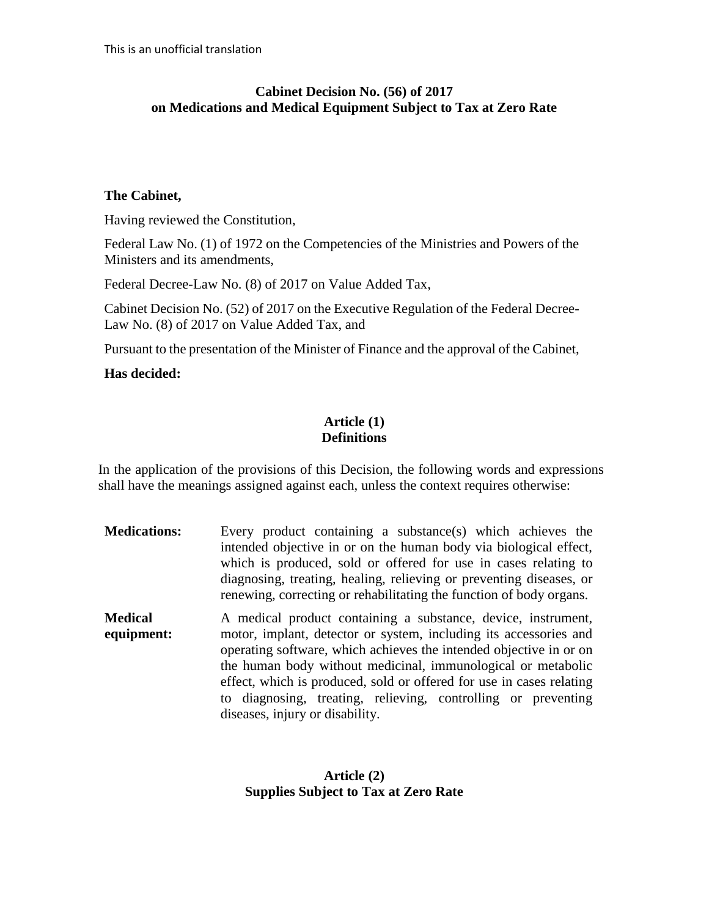This is an unofficial translation

**Cabinet Decision No. (56) of 2017**
**on Medications and Medical Equipment Subject to Tax at Zero Rate**

**The Cabinet,**

Having reviewed the Constitution,

Federal Law No. (1) of 1972 on the Competencies of the Ministries and Powers of the Ministers and its amendments,

Federal Decree-Law No. (8) of 2017 on Value Added Tax,

Cabinet Decision No. (52) of 2017 on the Executive Regulation of the Federal Decree-Law No. (8) of 2017 on Value Added Tax, and

Pursuant to the presentation of the Minister of Finance and the approval of the Cabinet,

**Has decided:**

## Article (1)
## Definitions

In the application of the provisions of this Decision, the following words and expressions shall have the meanings assigned against each, unless the context requires otherwise:

**Medications:** Every product containing a substance(s) which achieves the intended objective in or on the human body via biological effect, which is produced, sold or offered for use in cases relating to diagnosing, treating, healing, relieving or preventing diseases, or renewing, correcting or rehabilitating the function of body organs.

**Medical equipment:** A medical product containing a substance, device, instrument, motor, implant, detector or system, including its accessories and operating software, which achieves the intended objective in or on the human body without medicinal, immunological or metabolic effect, which is produced, sold or offered for use in cases relating to diagnosing, treating, relieving, controlling or preventing diseases, injury or disability.

## Article (2)
## Supplies Subject to Tax at Zero Rate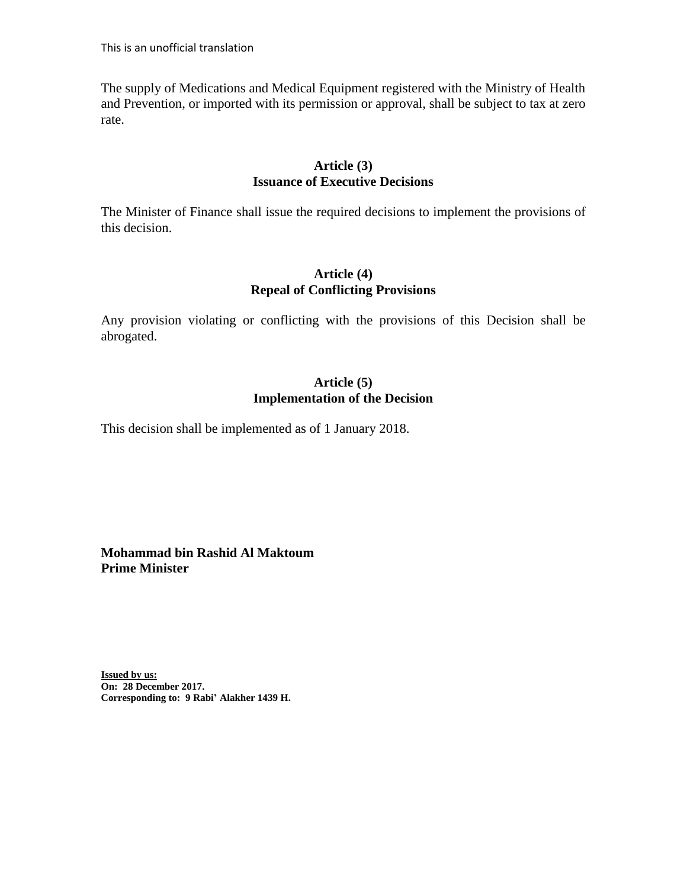This is an unofficial translation

The supply of Medications and Medical Equipment registered with the Ministry of Health and Prevention, or imported with its permission or approval, shall be subject to tax at zero rate.

### Article (3)
### Issuance of Executive Decisions

The Minister of Finance shall issue the required decisions to implement the provisions of this decision.

### Article (4)
### Repeal of Conflicting Provisions

Any provision violating or conflicting with the provisions of this Decision shall be abrogated.

### Article (5)
### Implementation of the Decision

This decision shall be implemented as of 1 January 2018.

**Mohammad bin Rashid Al Maktoum**
**Prime Minister**

**Issued by us:**
**On: 28 December 2017.**
**Corresponding to: 9 Rabi' Alakher 1439 H.**